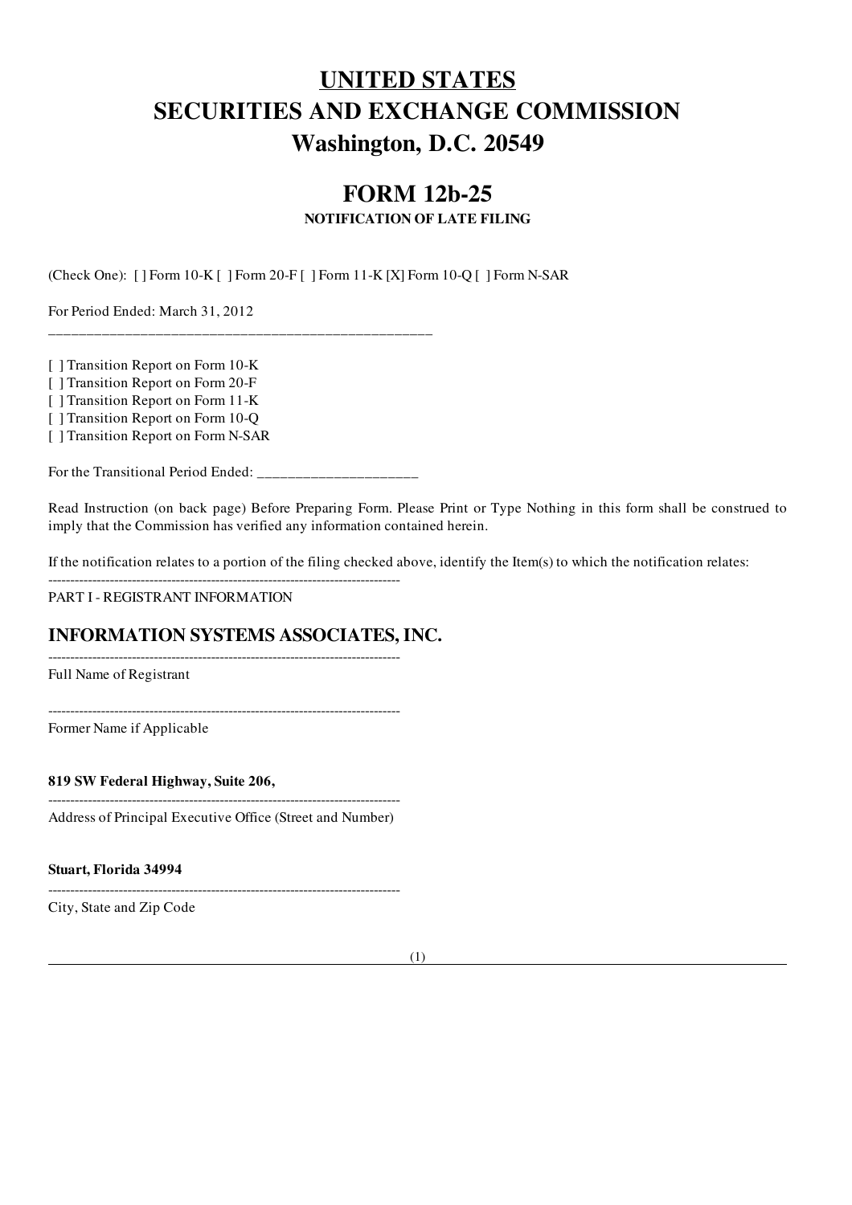# UNITED STATES
# SECURITIES AND EXCHANGE COMMISSION
# Washington, D.C. 20549

## FORM 12b-25

**NOTIFICATION OF LATE FILING**

(Check One): [ ] Form 10-K [ ] Form 20-F [ ] Form 11-K [X] Form 10-Q [ ] Form N-SAR

For Period Ended: March 31, 2012

---

[ ] Transition Report on Form 10-K
[ ] Transition Report on Form 20-F
[ ] Transition Report on Form 11-K
[ ] Transition Report on Form 10-Q
[ ] Transition Report on Form N-SAR

For the Transitional Period Ended: ____________________

Read Instruction (on back page) Before Preparing Form. Please Print or Type Nothing in this form shall be construed to imply that the Commission has verified any information contained herein.

If the notification relates to a portion of the filing checked above, identify the Item(s) to which the notification relates:

---

PART I - REGISTRANT INFORMATION

### INFORMATION SYSTEMS ASSOCIATES, INC.

---

Full Name of Registrant

---

Former Name if Applicable

**819 SW Federal Highway, Suite 206,**

---

Address of Principal Executive Office (Street and Number)

**Stuart, Florida 34994**

---

City, State and Zip Code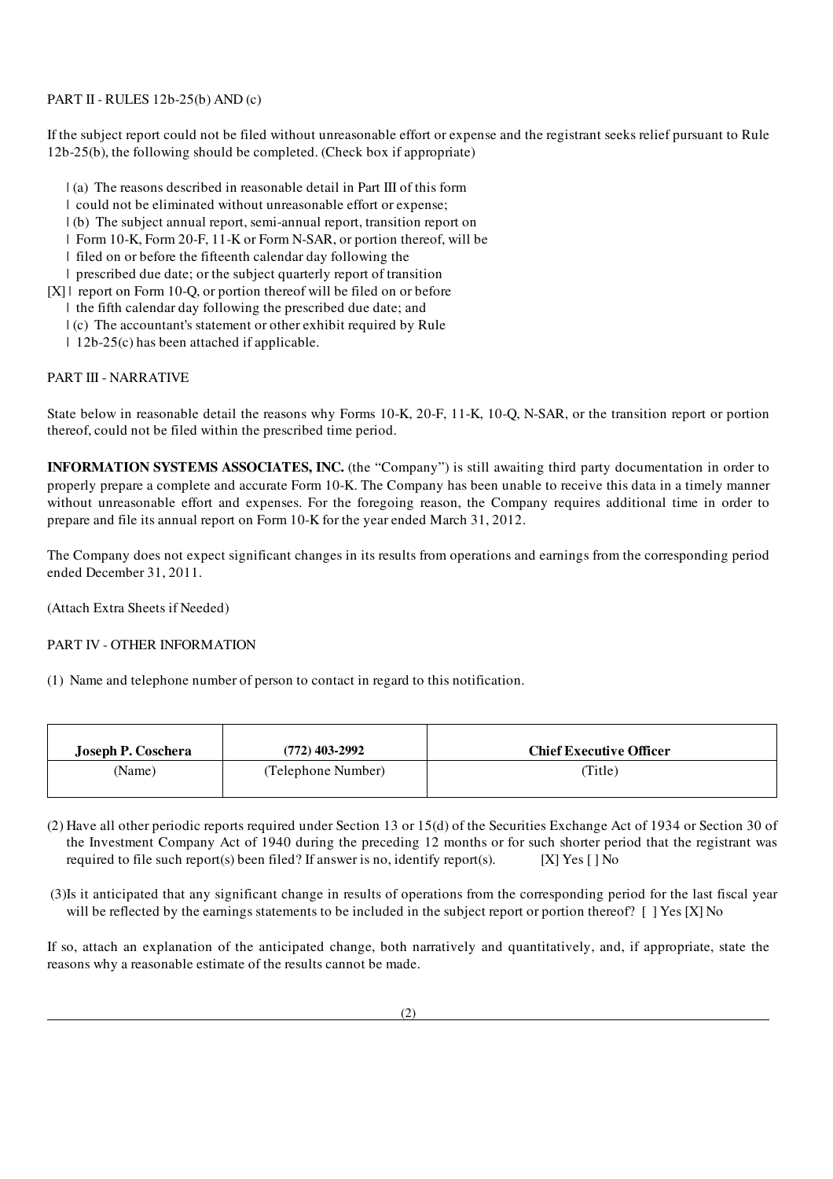PART II - RULES 12b-25(b) AND (c)

If the subject report could not be filed without unreasonable effort or expense and the registrant seeks relief pursuant to Rule 12b-25(b), the following should be completed. (Check box if appropriate)

```
    | (a)  The reasons described in reasonable detail in Part III of this form
    |  could not be eliminated without unreasonable effort or expense;
    | (b)  The subject annual report, semi-annual report, transition report on
    |  Form 10-K, Form 20-F, 11-K or Form N-SAR, or portion thereof, will be
    |  filed on or before the fifteenth calendar day following the
    |  prescribed due date; or the subject quarterly report of transition
[X] |  report on Form 10-Q, or portion thereof will be filed on or before
    |  the fifth calendar day following the prescribed due date; and
    | (c)  The accountant's statement or other exhibit required by Rule
    |  12b-25(c) has been attached if applicable.
```

PART III - NARRATIVE

State below in reasonable detail the reasons why Forms 10-K, 20-F, 11-K, 10-Q, N-SAR, or the transition report or portion thereof, could not be filed within the prescribed time period.

**INFORMATION SYSTEMS ASSOCIATES, INC.** (the "Company") is still awaiting third party documentation in order to properly prepare a complete and accurate Form 10-K. The Company has been unable to receive this data in a timely manner without unreasonable effort and expenses. For the foregoing reason, the Company requires additional time in order to prepare and file its annual report on Form 10-K for the year ended March 31, 2012.

The Company does not expect significant changes in its results from operations and earnings from the corresponding period ended December 31, 2011.

(Attach Extra Sheets if Needed)

PART IV - OTHER INFORMATION

(1) Name and telephone number of person to contact in regard to this notification.

| **Joseph P. Coschera** | **(772) 403-2992** | **Chief Executive Officer** |
|---|---|---|
| (Name) | (Telephone Number) | (Title) |

(2) Have all other periodic reports required under Section 13 or 15(d) of the Securities Exchange Act of 1934 or Section 30 of the Investment Company Act of 1940 during the preceding 12 months or for such shorter period that the registrant was required to file such report(s) been filed? If answer is no, identify report(s). [X] Yes [ ] No

(3) Is it anticipated that any significant change in results of operations from the corresponding period for the last fiscal year will be reflected by the earnings statements to be included in the subject report or portion thereof? [ ] Yes [X] No

If so, attach an explanation of the anticipated change, both narratively and quantitatively, and, if appropriate, state the reasons why a reasonable estimate of the results cannot be made.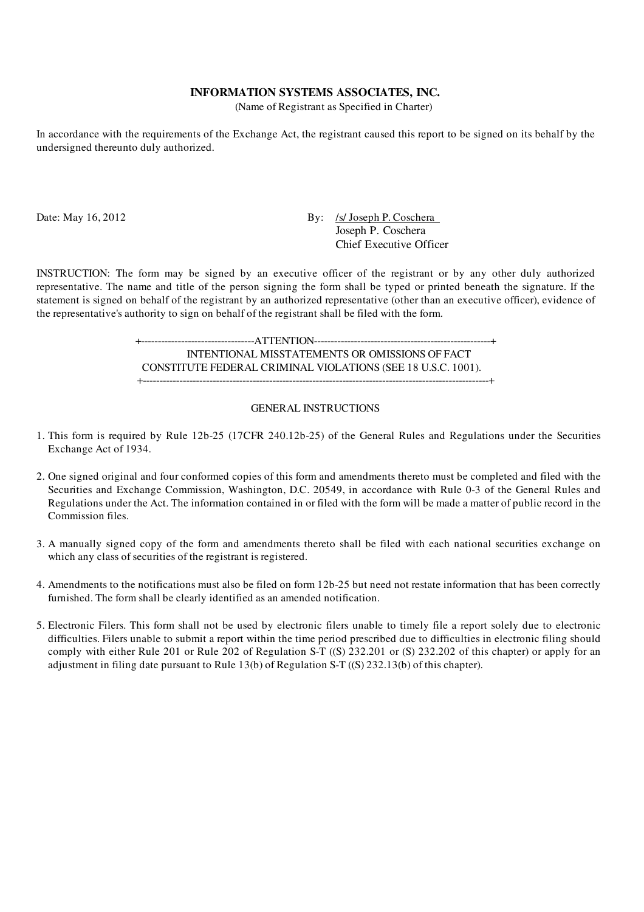**INFORMATION SYSTEMS ASSOCIATES, INC.**
(Name of Registrant as Specified in Charter)

In accordance with the requirements of the Exchange Act, the registrant caused this report to be signed on its behalf by the undersigned thereunto duly authorized.

Date: May 16, 2012

By: /s/ Joseph P. Coschera
Joseph P. Coschera
Chief Executive Officer

INSTRUCTION: The form may be signed by an executive officer of the registrant or by any other duly authorized representative. The name and title of the person signing the form shall be typed or printed beneath the signature. If the statement is signed on behalf of the registrant by an authorized representative (other than an executive officer), evidence of the representative's authority to sign on behalf of the registrant shall be filed with the form.

+----------------------------------ATTENTION-----------------------------------------------------+
INTENTIONAL MISSTATEMENTS OR OMISSIONS OF FACT
CONSTITUTE FEDERAL CRIMINAL VIOLATIONS (SEE 18 U.S.C. 1001).
+----------------------------------------------------------------------------------------------------------+

GENERAL INSTRUCTIONS

1. This form is required by Rule 12b-25 (17CFR 240.12b-25) of the General Rules and Regulations under the Securities Exchange Act of 1934.

2. One signed original and four conformed copies of this form and amendments thereto must be completed and filed with the Securities and Exchange Commission, Washington, D.C. 20549, in accordance with Rule 0-3 of the General Rules and Regulations under the Act. The information contained in or filed with the form will be made a matter of public record in the Commission files.

3. A manually signed copy of the form and amendments thereto shall be filed with each national securities exchange on which any class of securities of the registrant is registered.

4. Amendments to the notifications must also be filed on form 12b-25 but need not restate information that has been correctly furnished. The form shall be clearly identified as an amended notification.

5. Electronic Filers. This form shall not be used by electronic filers unable to timely file a report solely due to electronic difficulties. Filers unable to submit a report within the time period prescribed due to difficulties in electronic filing should comply with either Rule 201 or Rule 202 of Regulation S-T ((S) 232.201 or (S) 232.202 of this chapter) or apply for an adjustment in filing date pursuant to Rule 13(b) of Regulation S-T ((S) 232.13(b) of this chapter).